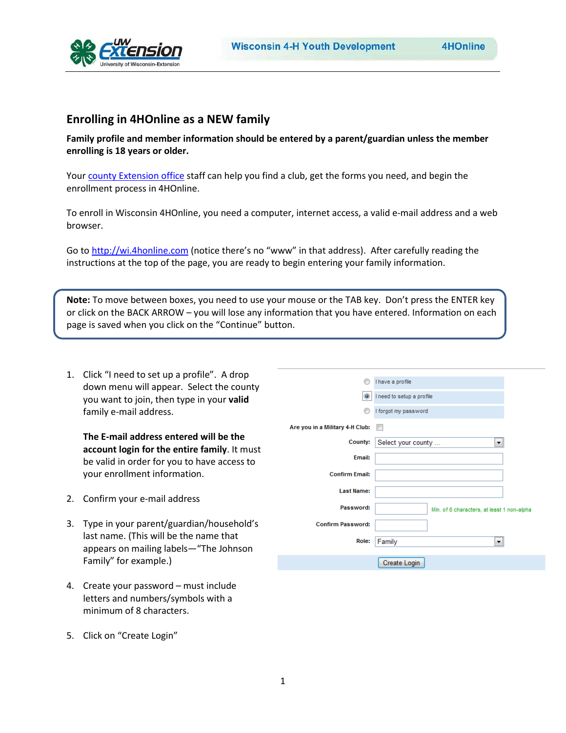# Enrolling in 4HOnline as a NEW family

**Family profile and member information should be entered by a parent/guardian unless the member enrolling is 18 years or older.**

Your county Extension office staff can help you find a club, get the forms you need, and begin the enrollment process in 4HOnline.

To enroll in Wisconsin 4HOnline, you need a computer, internet access, a valid e-mail address and a web browser.

Go to http://wi.4honline.com (notice there's no "www" in that address). After carefully reading the instructions at the top of the page, you are ready to begin entering your family information.

> **Note:** To move between boxes, you need to use your mouse or the TAB key. Don't press the ENTER key or click on the BACK ARROW – you will lose any information that you have entered. Information on each page is saved when you click on the "Continue" button.

1. Click "I need to set up a profile". A drop down menu will appear. Select the county you want to join, then type in your **valid** family e-mail address.

   **The E-mail address entered will be the account login for the entire family**. It must be valid in order for you to have access to your enrollment information.

2. Confirm your e-mail address

3. Type in your parent/guardian/household's last name. (This will be the name that appears on mailing labels—"The Johnson Family" for example.)

4. Create your password – must include letters and numbers/symbols with a minimum of 8 characters.

5. Click on "Create Login"

- I have a profile
- I need to setup a profile
- I forgot my password

Are you in a Military 4-H Club:
County: Select your county ...
Email:
Confirm Email:
Last Name:
Password: Min. of 8 characters, at least 1 non-alpha
Confirm Password:
Role: Family

Create Login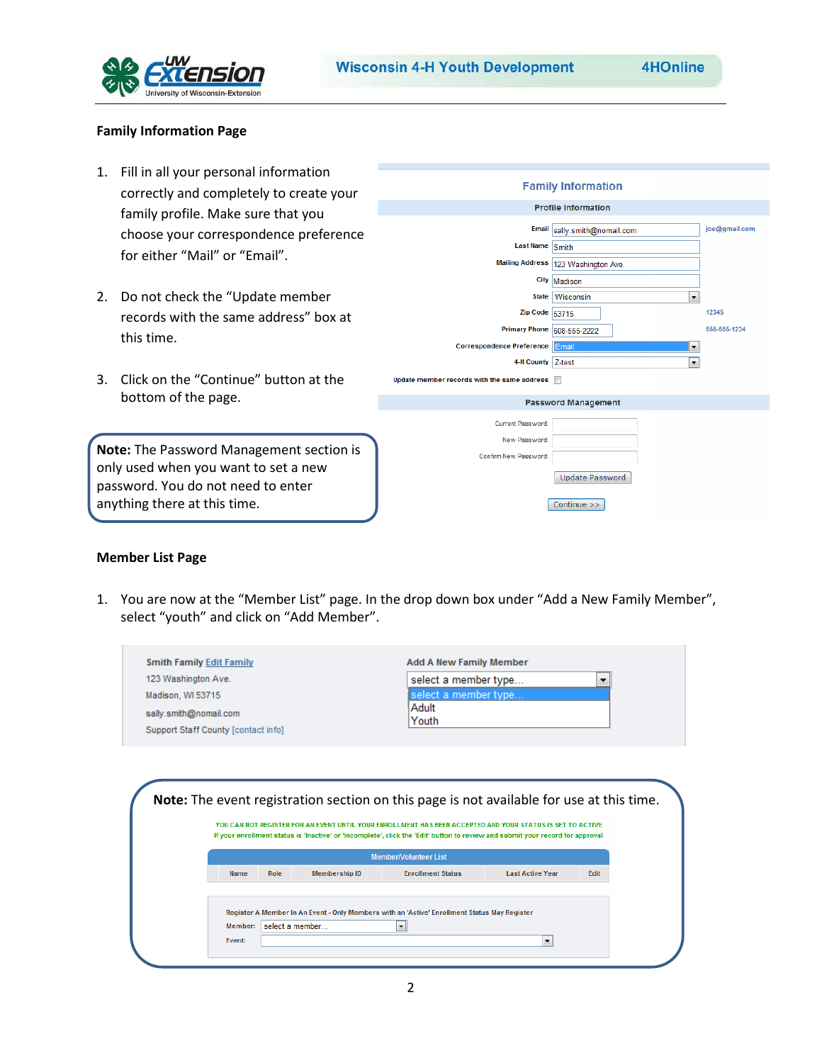**Family Information Page**

1. Fill in all your personal information correctly and completely to create your family profile. Make sure that you choose your correspondence preference for either "Mail" or "Email".

2. Do not check the "Update member records with the same address" box at this time.

3. Click on the "Continue" button at the bottom of the page.

**Note:** The Password Management section is only used when you want to set a new password. You do not need to enter anything there at this time.

**Member List Page**

1. You are now at the "Member List" page. In the drop down box under "Add a New Family Member", select "youth" and click on "Add Member".

**Note:** The event registration section on this page is not available for use at this time.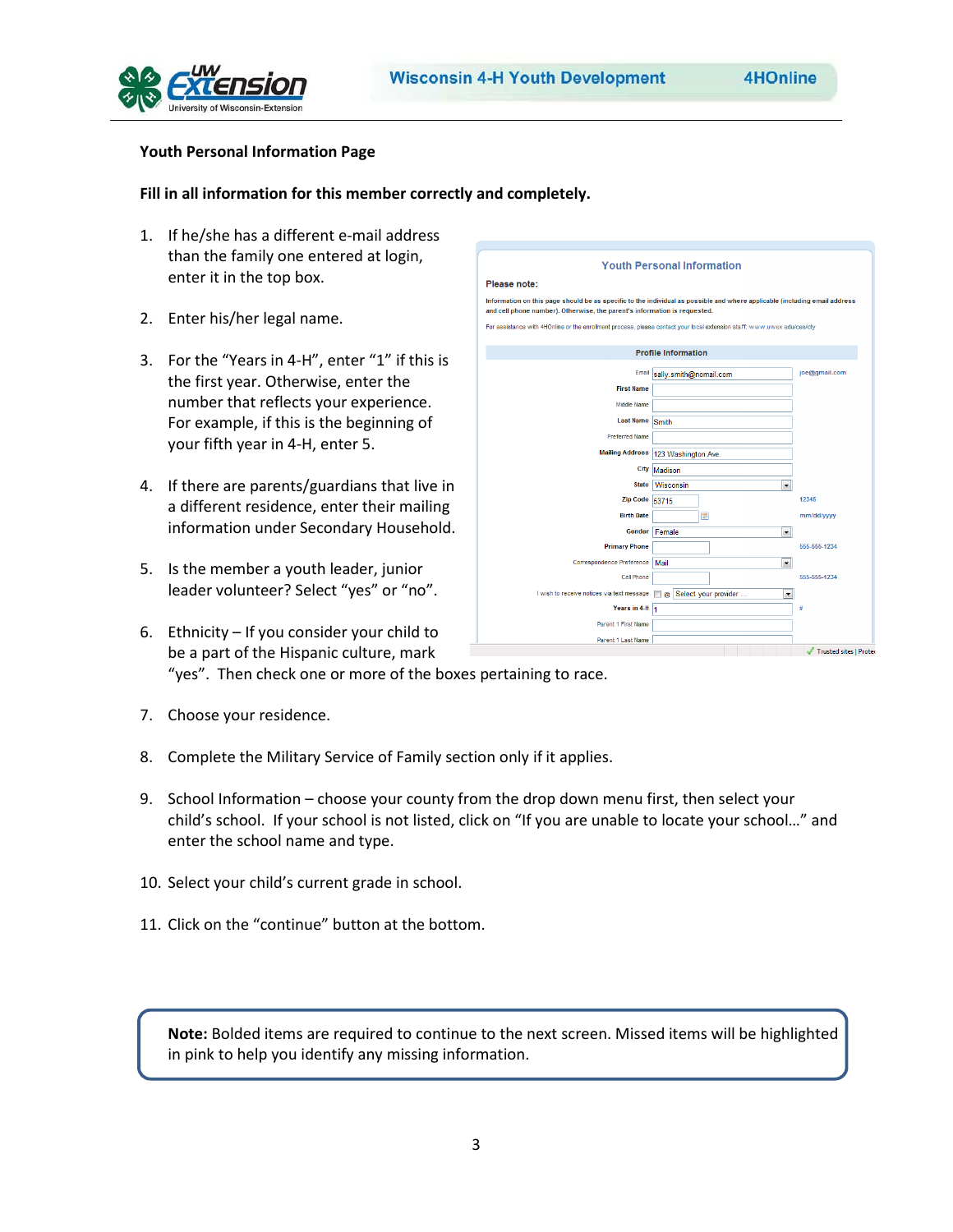## Youth Personal Information Page

**Fill in all information for this member correctly and completely.**

1. If he/she has a different e-mail address than the family one entered at login, enter it in the top box.

2. Enter his/her legal name.

3. For the "Years in 4-H", enter "1" if this is the first year. Otherwise, enter the number that reflects your experience. For example, if this is the beginning of your fifth year in 4-H, enter 5.

4. If there are parents/guardians that live in a different residence, enter their mailing information under Secondary Household.

5. Is the member a youth leader, junior leader volunteer? Select "yes" or "no".

6. Ethnicity – If you consider your child to be a part of the Hispanic culture, mark "yes". Then check one or more of the boxes pertaining to race.

7. Choose your residence.

8. Complete the Military Service of Family section only if it applies.

9. School Information – choose your county from the drop down menu first, then select your child's school. If your school is not listed, click on "If you are unable to locate your school…" and enter the school name and type.

10. Select your child's current grade in school.

11. Click on the "continue" button at the bottom.

**Note:** Bolded items are required to continue to the next screen. Missed items will be highlighted in pink to help you identify any missing information.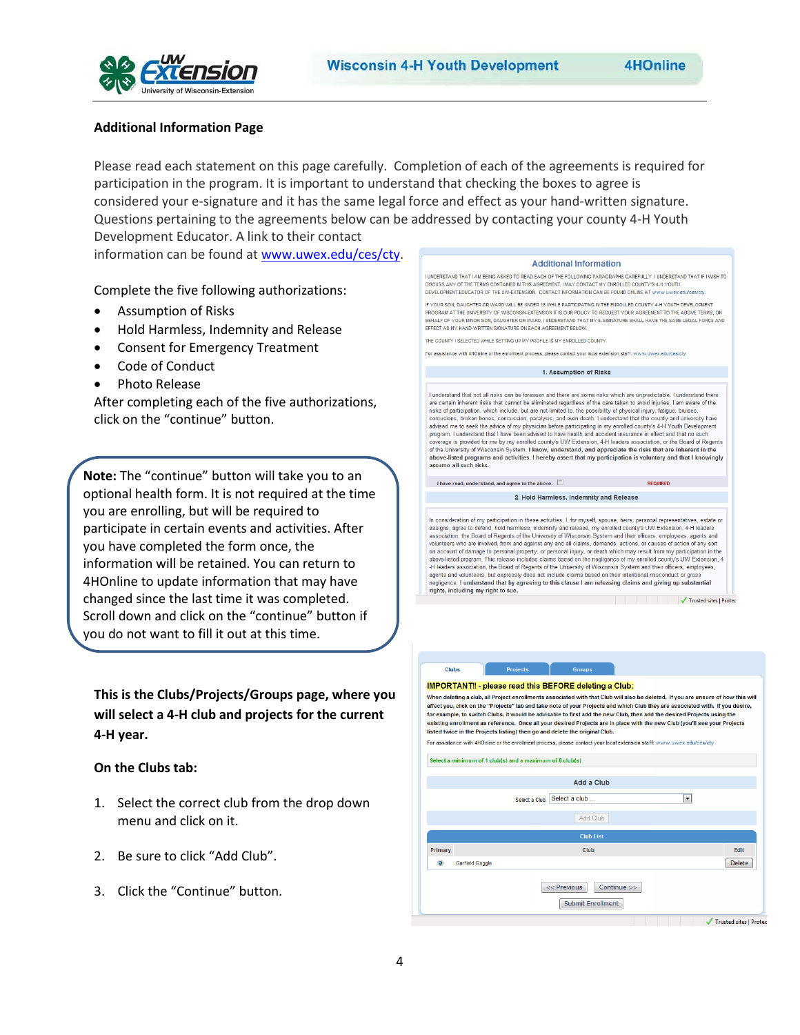## Additional Information Page

Please read each statement on this page carefully. Completion of each of the agreements is required for participation in the program. It is important to understand that checking the boxes to agree is considered your e-signature and it has the same legal force and effect as your hand-written signature. Questions pertaining to the agreements below can be addressed by contacting your county 4-H Youth Development Educator. A link to their contact information can be found at www.uwex.edu/ces/cty.

Complete the five following authorizations:

- Assumption of Risks
- Hold Harmless, Indemnity and Release
- Consent for Emergency Treatment
- Code of Conduct
- Photo Release

After completing each of the five authorizations, click on the "continue" button.

**Note:** The "continue" button will take you to an optional health form. It is not required at the time you are enrolling, but will be required to participate in certain events and activities. After you have completed the form once, the information will be retained. You can return to 4HOnline to update information that may have changed since the last time it was completed. Scroll down and click on the "continue" button if you do not want to fill it out at this time.

**This is the Clubs/Projects/Groups page, where you will select a 4-H club and projects for the current 4-H year.**

**On the Clubs tab:**

1. Select the correct club from the drop down menu and click on it.
2. Be sure to click "Add Club".
3. Click the "Continue" button.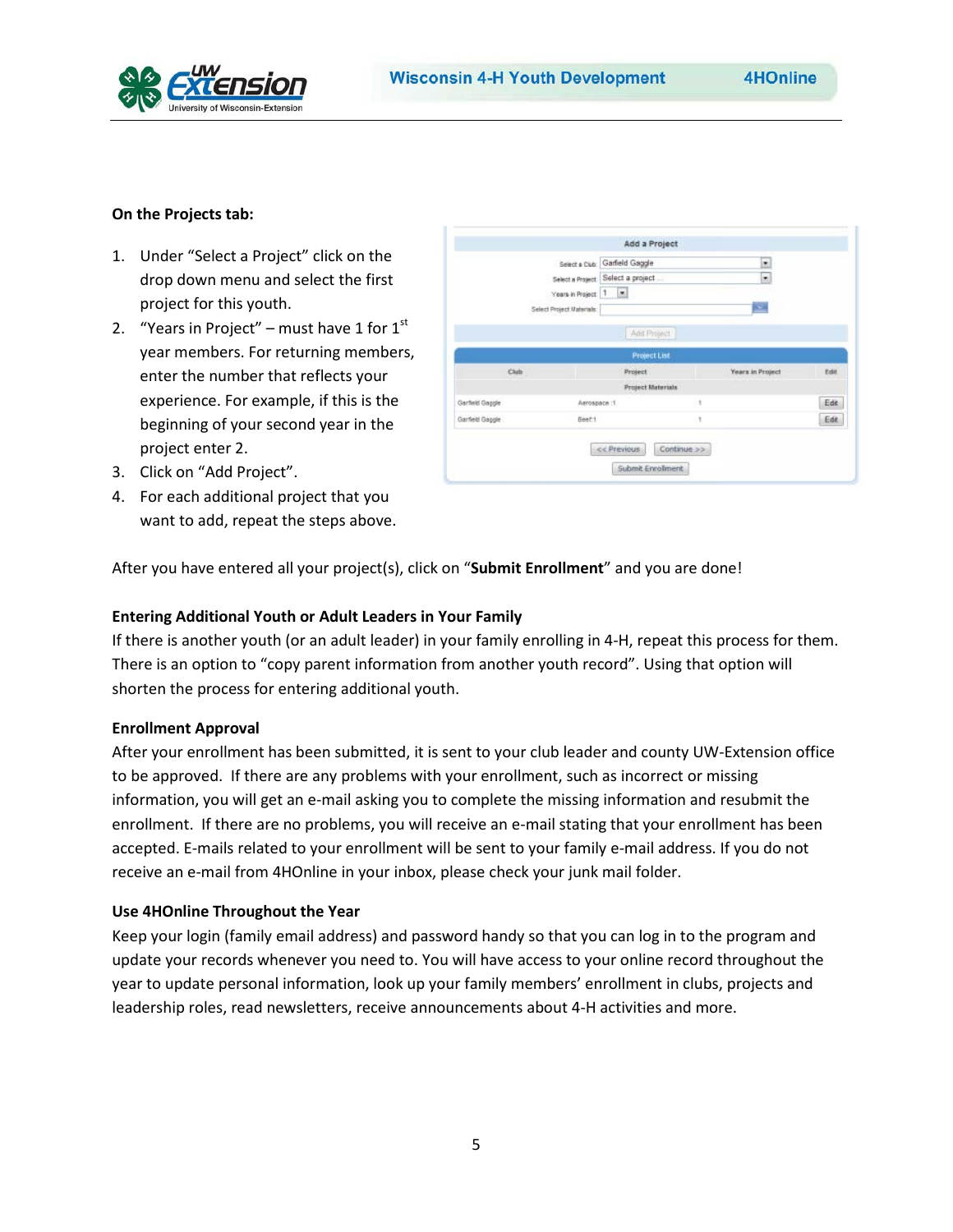**On the Projects tab:**

1. Under "Select a Project" click on the drop down menu and select the first project for this youth.
2. "Years in Project" – must have 1 for 1st year members. For returning members, enter the number that reflects your experience. For example, if this is the beginning of your second year in the project enter 2.
3. Click on "Add Project".
4. For each additional project that you want to add, repeat the steps above.

After you have entered all your project(s), click on "**Submit Enrollment**" and you are done!

**Entering Additional Youth or Adult Leaders in Your Family**

If there is another youth (or an adult leader) in your family enrolling in 4-H, repeat this process for them. There is an option to "copy parent information from another youth record". Using that option will shorten the process for entering additional youth.

**Enrollment Approval**

After your enrollment has been submitted, it is sent to your club leader and county UW-Extension office to be approved. If there are any problems with your enrollment, such as incorrect or missing information, you will get an e-mail asking you to complete the missing information and resubmit the enrollment. If there are no problems, you will receive an e-mail stating that your enrollment has been accepted. E-mails related to your enrollment will be sent to your family e-mail address. If you do not receive an e-mail from 4HOnline in your inbox, please check your junk mail folder.

**Use 4HOnline Throughout the Year**

Keep your login (family email address) and password handy so that you can log in to the program and update your records whenever you need to. You will have access to your online record throughout the year to update personal information, look up your family members' enrollment in clubs, projects and leadership roles, read newsletters, receive announcements about 4-H activities and more.